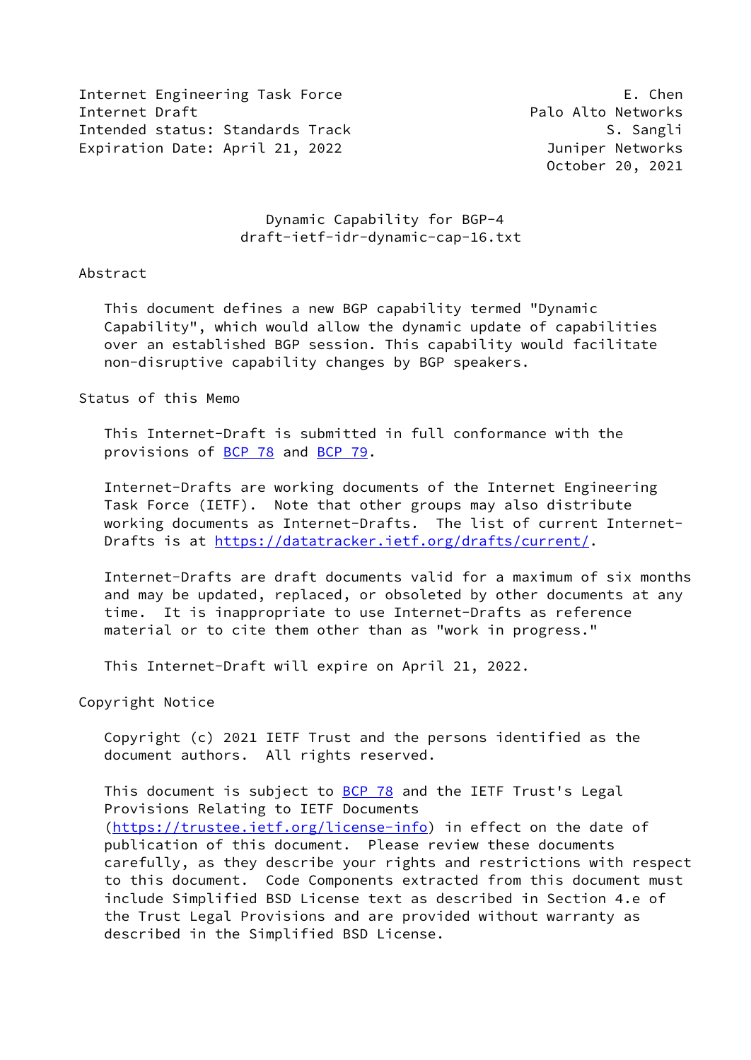Internet Engineering Task Force  
Internet Draft  
Intended status: Standards Track  
Expiration Date: April 21, 2022

E. Chen  
Palo Alto Networks  
S. Sangli  
Juniper Networks  
October 20, 2021

# Dynamic Capability for BGP-4
## draft-ietf-idr-dynamic-cap-16.txt

## Abstract

This document defines a new BGP capability termed "Dynamic Capability", which would allow the dynamic update of capabilities over an established BGP session. This capability would facilitate non-disruptive capability changes by BGP speakers.

## Status of this Memo

This Internet-Draft is submitted in full conformance with the provisions of BCP 78 and BCP 79.

Internet-Drafts are working documents of the Internet Engineering Task Force (IETF). Note that other groups may also distribute working documents as Internet-Drafts. The list of current Internet-Drafts is at https://datatracker.ietf.org/drafts/current/.

Internet-Drafts are draft documents valid for a maximum of six months and may be updated, replaced, or obsoleted by other documents at any time. It is inappropriate to use Internet-Drafts as reference material or to cite them other than as "work in progress."

This Internet-Draft will expire on April 21, 2022.

## Copyright Notice

Copyright (c) 2021 IETF Trust and the persons identified as the document authors. All rights reserved.

This document is subject to BCP 78 and the IETF Trust's Legal Provisions Relating to IETF Documents (https://trustee.ietf.org/license-info) in effect on the date of publication of this document. Please review these documents carefully, as they describe your rights and restrictions with respect to this document. Code Components extracted from this document must include Simplified BSD License text as described in Section 4.e of the Trust Legal Provisions and are provided without warranty as described in the Simplified BSD License.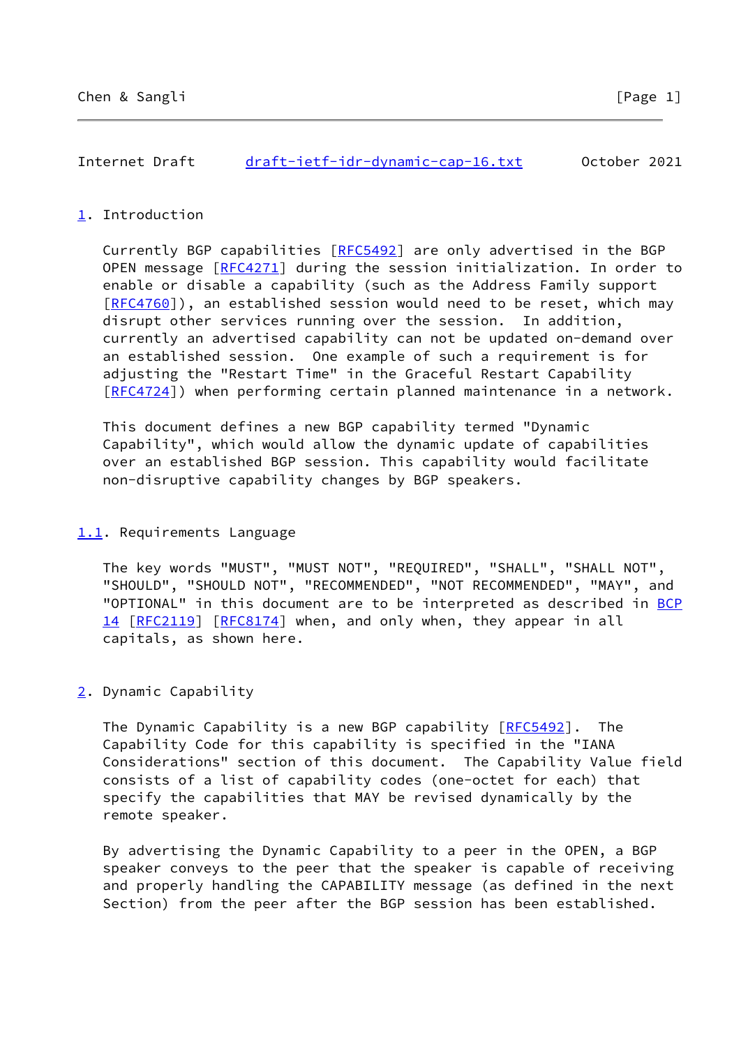## 1. Introduction

Currently BGP capabilities [RFC5492] are only advertised in the BGP OPEN message [RFC4271] during the session initialization. In order to enable or disable a capability (such as the Address Family support [RFC4760]), an established session would need to be reset, which may disrupt other services running over the session. In addition, currently an advertised capability can not be updated on-demand over an established session. One example of such a requirement is for adjusting the "Restart Time" in the Graceful Restart Capability [RFC4724]) when performing certain planned maintenance in a network.

This document defines a new BGP capability termed "Dynamic Capability", which would allow the dynamic update of capabilities over an established BGP session. This capability would facilitate non-disruptive capability changes by BGP speakers.

### 1.1. Requirements Language

The key words "MUST", "MUST NOT", "REQUIRED", "SHALL", "SHALL NOT", "SHOULD", "SHOULD NOT", "RECOMMENDED", "NOT RECOMMENDED", "MAY", and "OPTIONAL" in this document are to be interpreted as described in BCP 14 [RFC2119] [RFC8174] when, and only when, they appear in all capitals, as shown here.

## 2. Dynamic Capability

The Dynamic Capability is a new BGP capability [RFC5492]. The Capability Code for this capability is specified in the "IANA Considerations" section of this document. The Capability Value field consists of a list of capability codes (one-octet for each) that specify the capabilities that MAY be revised dynamically by the remote speaker.

By advertising the Dynamic Capability to a peer in the OPEN, a BGP speaker conveys to the peer that the speaker is capable of receiving and properly handling the CAPABILITY message (as defined in the next Section) from the peer after the BGP session has been established.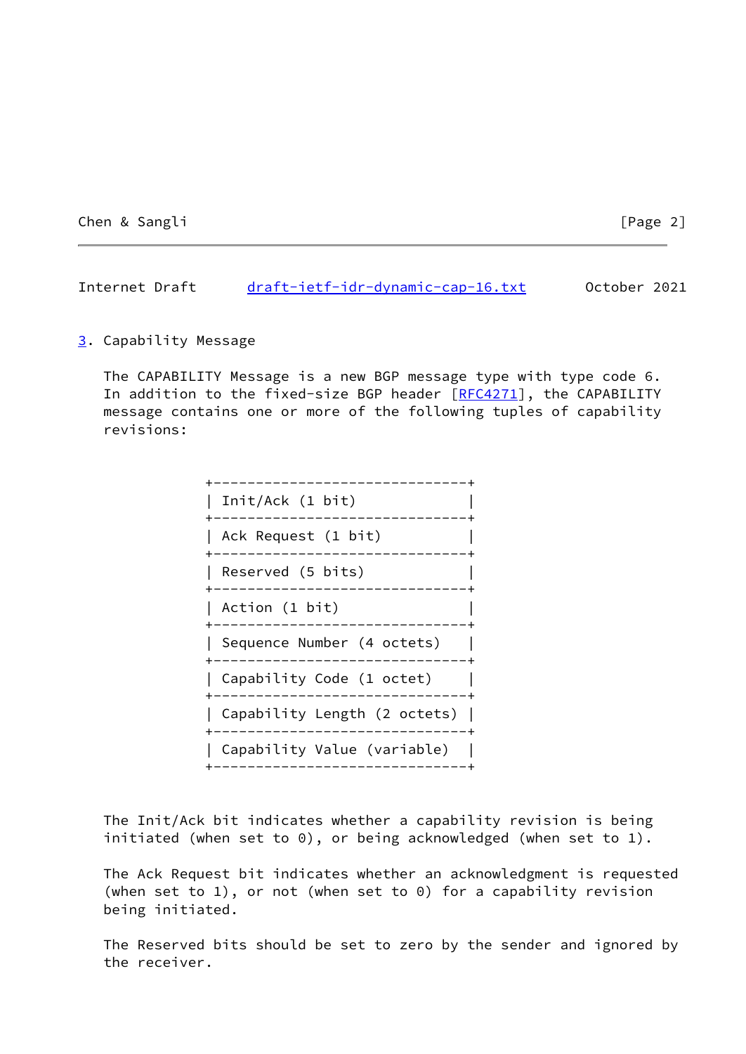## 3. Capability Message

The CAPABILITY Message is a new BGP message type with type code 6. In addition to the fixed-size BGP header [RFC4271], the CAPABILITY message contains one or more of the following tuples of capability revisions:

```
+------------------------------+
| Init/Ack (1 bit)             |
+------------------------------+
| Ack Request (1 bit)          |
+------------------------------+
| Reserved (5 bits)            |
+------------------------------+
| Action (1 bit)               |
+------------------------------+
| Sequence Number (4 octets)   |
+------------------------------+
| Capability Code (1 octet)    |
+------------------------------+
| Capability Length (2 octets) |
+------------------------------+
| Capability Value (variable)  |
+------------------------------+
```

The Init/Ack bit indicates whether a capability revision is being initiated (when set to 0), or being acknowledged (when set to 1).

The Ack Request bit indicates whether an acknowledgment is requested (when set to 1), or not (when set to 0) for a capability revision being initiated.

The Reserved bits should be set to zero by the sender and ignored by the receiver.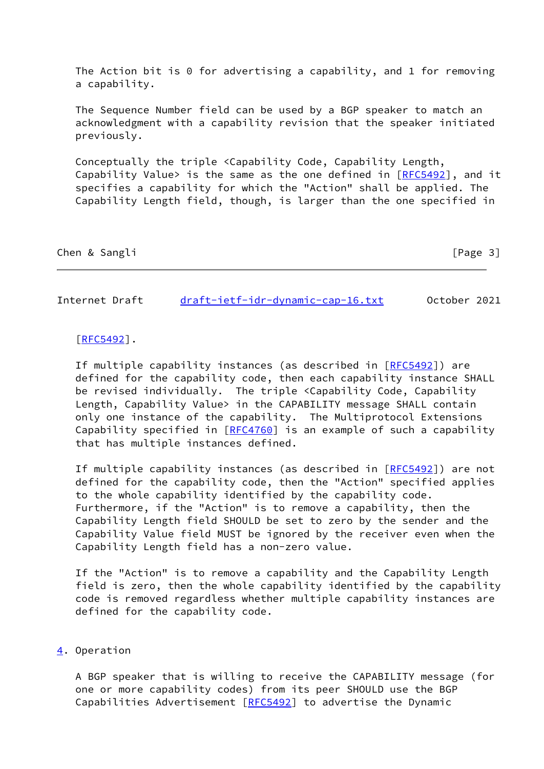The Action bit is 0 for advertising a capability, and 1 for removing a capability.

The Sequence Number field can be used by a BGP speaker to match an acknowledgment with a capability revision that the speaker initiated previously.

Conceptually the triple <Capability Code, Capability Length, Capability Value> is the same as the one defined in [RFC5492], and it specifies a capability for which the "Action" shall be applied. The Capability Length field, though, is larger than the one specified in [RFC5492].

If multiple capability instances (as described in [RFC5492]) are defined for the capability code, then each capability instance SHALL be revised individually. The triple <Capability Code, Capability Length, Capability Value> in the CAPABILITY message SHALL contain only one instance of the capability. The Multiprotocol Extensions Capability specified in [RFC4760] is an example of such a capability that has multiple instances defined.

If multiple capability instances (as described in [RFC5492]) are not defined for the capability code, then the "Action" specified applies to the whole capability identified by the capability code. Furthermore, if the "Action" is to remove a capability, then the Capability Length field SHOULD be set to zero by the sender and the Capability Value field MUST be ignored by the receiver even when the Capability Length field has a non-zero value.

If the "Action" is to remove a capability and the Capability Length field is zero, then the whole capability identified by the capability code is removed regardless whether multiple capability instances are defined for the capability code.

## 4. Operation

A BGP speaker that is willing to receive the CAPABILITY message (for one or more capability codes) from its peer SHOULD use the BGP Capabilities Advertisement [RFC5492] to advertise the Dynamic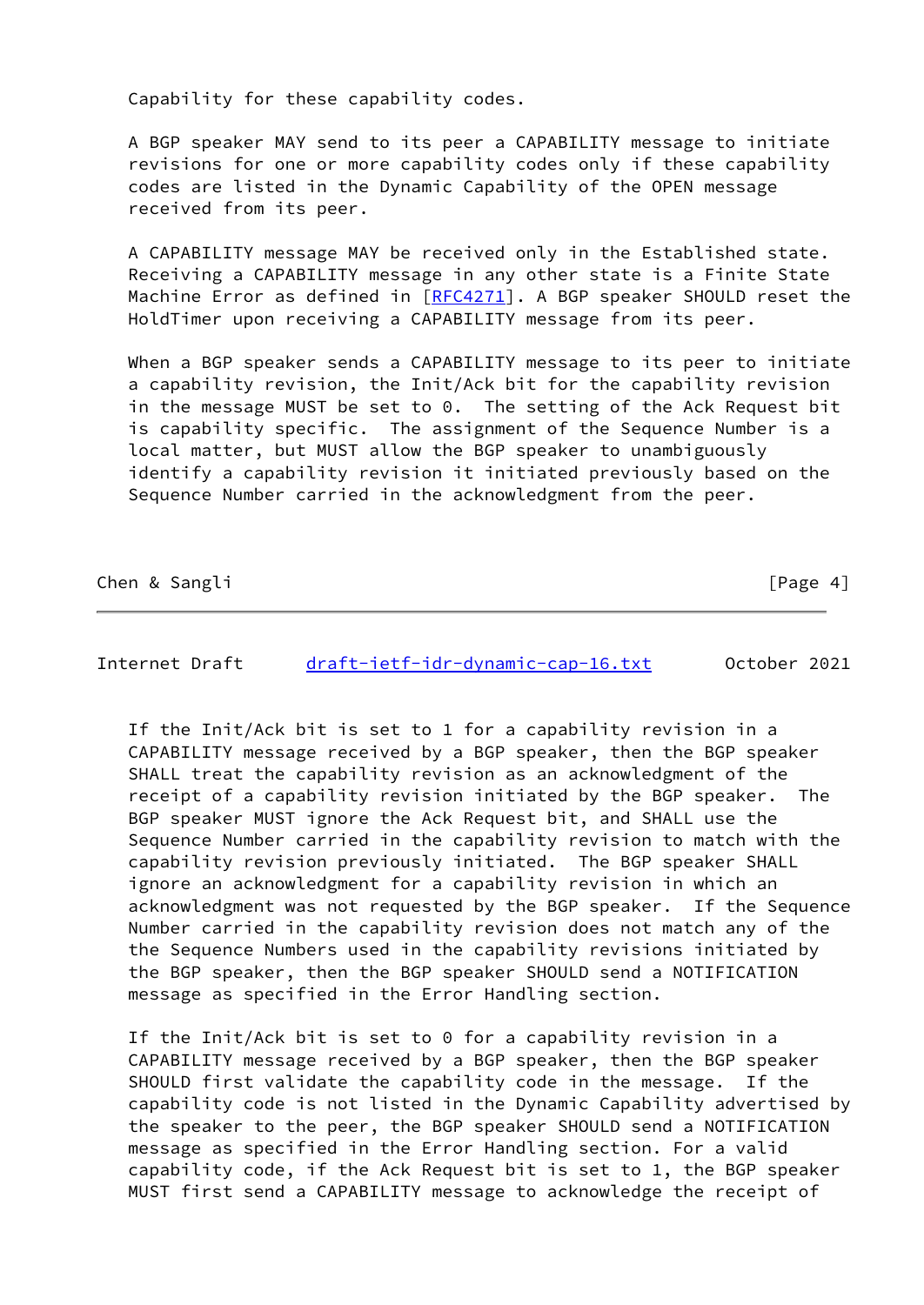Capability for these capability codes.

A BGP speaker MAY send to its peer a CAPABILITY message to initiate revisions for one or more capability codes only if these capability codes are listed in the Dynamic Capability of the OPEN message received from its peer.

A CAPABILITY message MAY be received only in the Established state. Receiving a CAPABILITY message in any other state is a Finite State Machine Error as defined in [RFC4271]. A BGP speaker SHOULD reset the HoldTimer upon receiving a CAPABILITY message from its peer.

When a BGP speaker sends a CAPABILITY message to its peer to initiate a capability revision, the Init/Ack bit for the capability revision in the message MUST be set to 0. The setting of the Ack Request bit is capability specific. The assignment of the Sequence Number is a local matter, but MUST allow the BGP speaker to unambiguously identify a capability revision it initiated previously based on the Sequence Number carried in the acknowledgment from the peer.

If the Init/Ack bit is set to 1 for a capability revision in a CAPABILITY message received by a BGP speaker, then the BGP speaker SHALL treat the capability revision as an acknowledgment of the receipt of a capability revision initiated by the BGP speaker. The BGP speaker MUST ignore the Ack Request bit, and SHALL use the Sequence Number carried in the capability revision to match with the capability revision previously initiated. The BGP speaker SHALL ignore an acknowledgment for a capability revision in which an acknowledgment was not requested by the BGP speaker. If the Sequence Number carried in the capability revision does not match any of the the Sequence Numbers used in the capability revisions initiated by the BGP speaker, then the BGP speaker SHOULD send a NOTIFICATION message as specified in the Error Handling section.

If the Init/Ack bit is set to 0 for a capability revision in a CAPABILITY message received by a BGP speaker, then the BGP speaker SHOULD first validate the capability code in the message. If the capability code is not listed in the Dynamic Capability advertised by the speaker to the peer, the BGP speaker SHOULD send a NOTIFICATION message as specified in the Error Handling section. For a valid capability code, if the Ack Request bit is set to 1, the BGP speaker MUST first send a CAPABILITY message to acknowledge the receipt of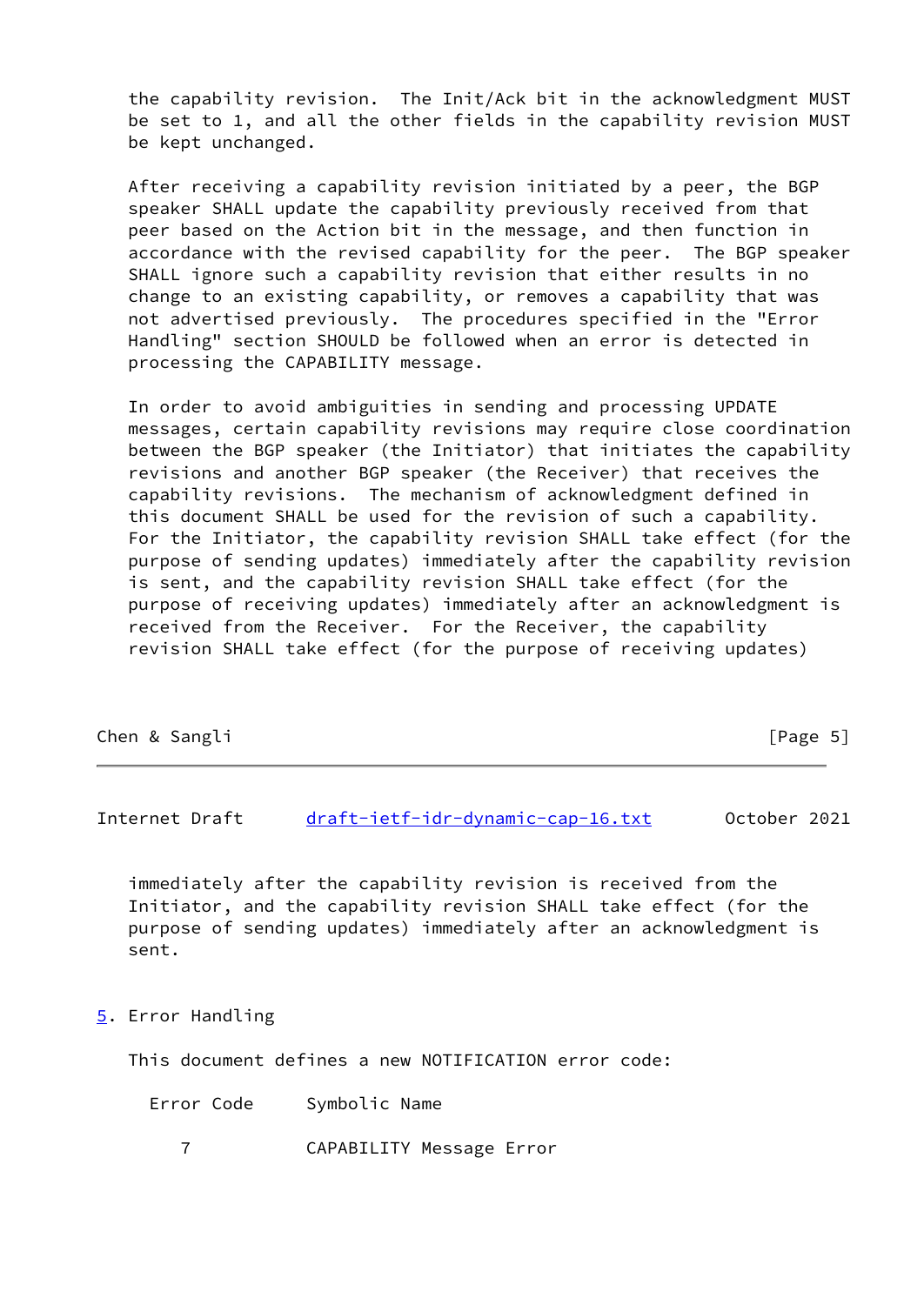the capability revision. The Init/Ack bit in the acknowledgment MUST be set to 1, and all the other fields in the capability revision MUST be kept unchanged.

After receiving a capability revision initiated by a peer, the BGP speaker SHALL update the capability previously received from that peer based on the Action bit in the message, and then function in accordance with the revised capability for the peer. The BGP speaker SHALL ignore such a capability revision that either results in no change to an existing capability, or removes a capability that was not advertised previously. The procedures specified in the "Error Handling" section SHOULD be followed when an error is detected in processing the CAPABILITY message.

In order to avoid ambiguities in sending and processing UPDATE messages, certain capability revisions may require close coordination between the BGP speaker (the Initiator) that initiates the capability revisions and another BGP speaker (the Receiver) that receives the capability revisions. The mechanism of acknowledgment defined in this document SHALL be used for the revision of such a capability. For the Initiator, the capability revision SHALL take effect (for the purpose of sending updates) immediately after the capability revision is sent, and the capability revision SHALL take effect (for the purpose of receiving updates) immediately after an acknowledgment is received from the Receiver. For the Receiver, the capability revision SHALL take effect (for the purpose of receiving updates) immediately after the capability revision is received from the Initiator, and the capability revision SHALL take effect (for the purpose of sending updates) immediately after an acknowledgment is sent.

## 5. Error Handling

This document defines a new NOTIFICATION error code:

| Error Code | Symbolic Name |
|---|---|
| 7 | CAPABILITY Message Error |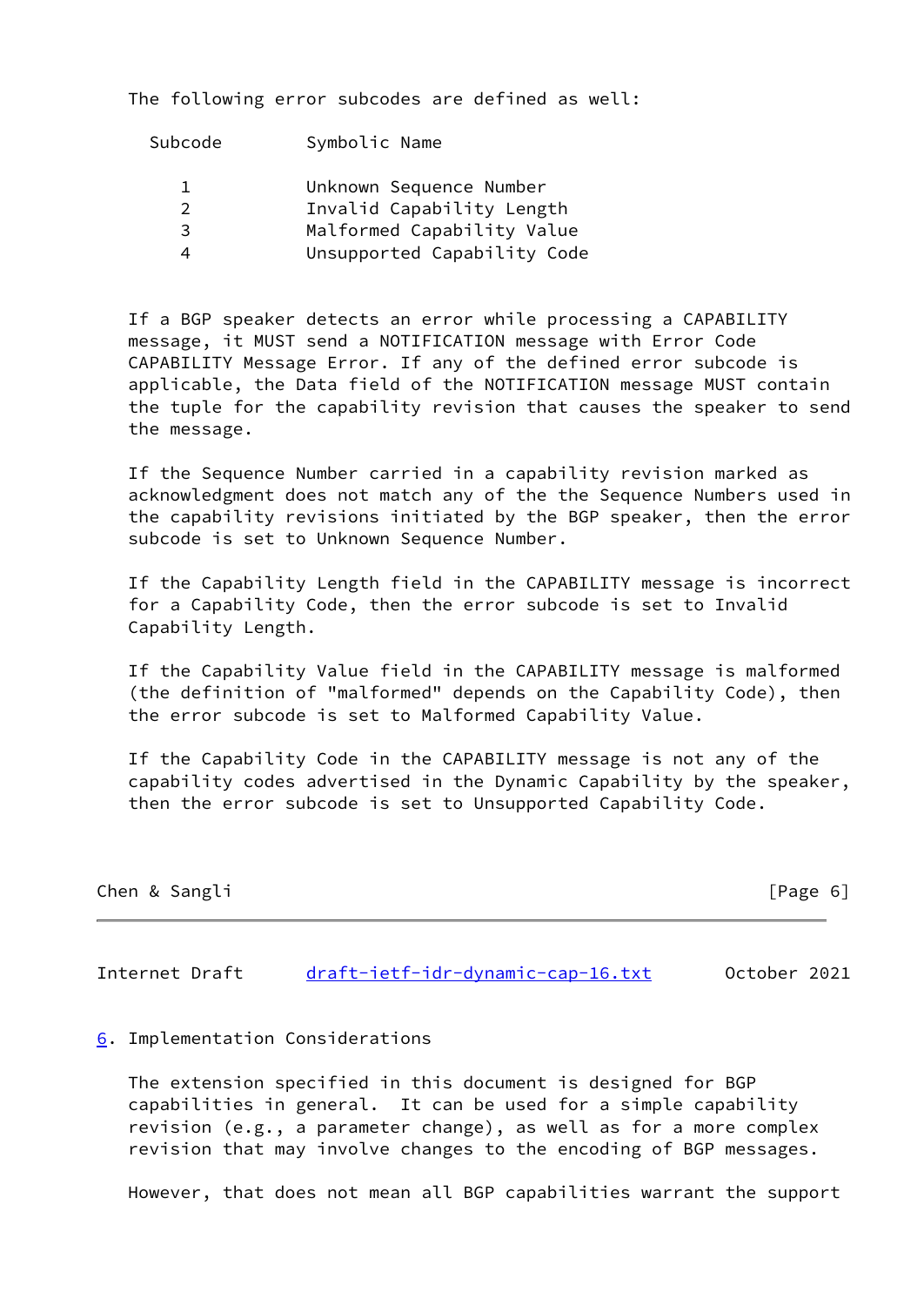The following error subcodes are defined as well:

| Subcode | Symbolic Name |
|---|---|
| 1 | Unknown Sequence Number |
| 2 | Invalid Capability Length |
| 3 | Malformed Capability Value |
| 4 | Unsupported Capability Code |

If a BGP speaker detects an error while processing a CAPABILITY message, it MUST send a NOTIFICATION message with Error Code CAPABILITY Message Error. If any of the defined error subcode is applicable, the Data field of the NOTIFICATION message MUST contain the tuple for the capability revision that causes the speaker to send the message.

If the Sequence Number carried in a capability revision marked as acknowledgment does not match any of the the Sequence Numbers used in the capability revisions initiated by the BGP speaker, then the error subcode is set to Unknown Sequence Number.

If the Capability Length field in the CAPABILITY message is incorrect for a Capability Code, then the error subcode is set to Invalid Capability Length.

If the Capability Value field in the CAPABILITY message is malformed (the definition of "malformed" depends on the Capability Code), then the error subcode is set to Malformed Capability Value.

If the Capability Code in the CAPABILITY message is not any of the capability codes advertised in the Dynamic Capability by the speaker, then the error subcode is set to Unsupported Capability Code.

## 6. Implementation Considerations

The extension specified in this document is designed for BGP capabilities in general. It can be used for a simple capability revision (e.g., a parameter change), as well as for a more complex revision that may involve changes to the encoding of BGP messages.

However, that does not mean all BGP capabilities warrant the support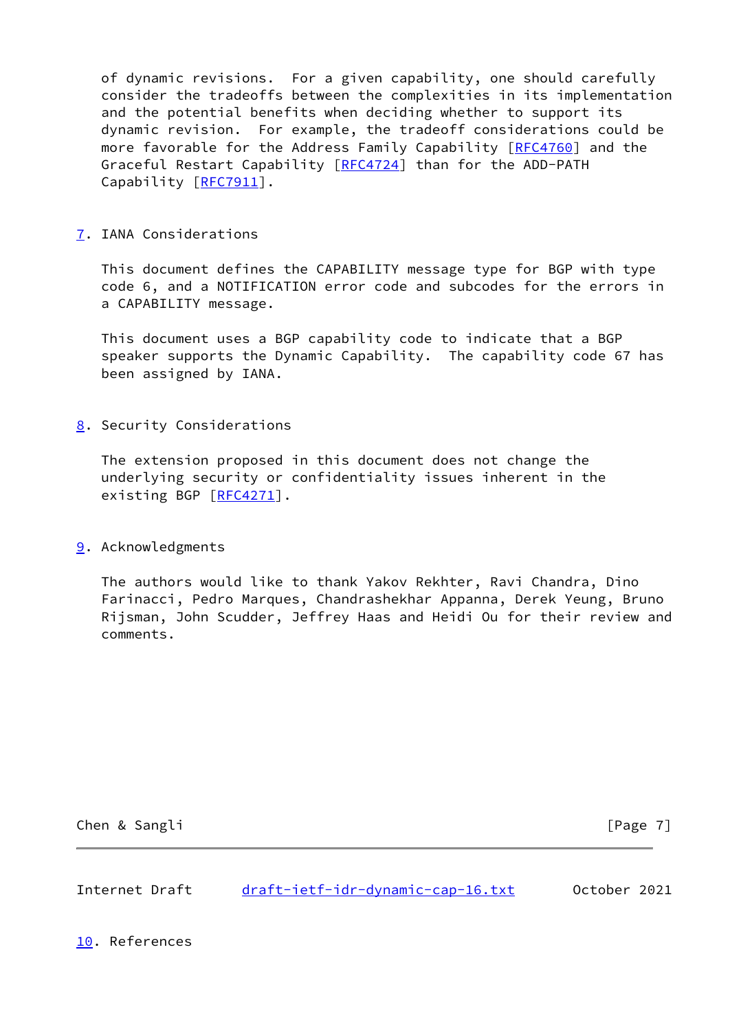of dynamic revisions. For a given capability, one should carefully consider the tradeoffs between the complexities in its implementation and the potential benefits when deciding whether to support its dynamic revision. For example, the tradeoff considerations could be more favorable for the Address Family Capability [RFC4760] and the Graceful Restart Capability [RFC4724] than for the ADD-PATH Capability [RFC7911].

## 7. IANA Considerations

This document defines the CAPABILITY message type for BGP with type code 6, and a NOTIFICATION error code and subcodes for the errors in a CAPABILITY message.

This document uses a BGP capability code to indicate that a BGP speaker supports the Dynamic Capability. The capability code 67 has been assigned by IANA.

## 8. Security Considerations

The extension proposed in this document does not change the underlying security or confidentiality issues inherent in the existing BGP [RFC4271].

## 9. Acknowledgments

The authors would like to thank Yakov Rekhter, Ravi Chandra, Dino Farinacci, Pedro Marques, Chandrashekhar Appanna, Derek Yeung, Bruno Rijsman, John Scudder, Jeffrey Haas and Heidi Ou for their review and comments.

## 10. References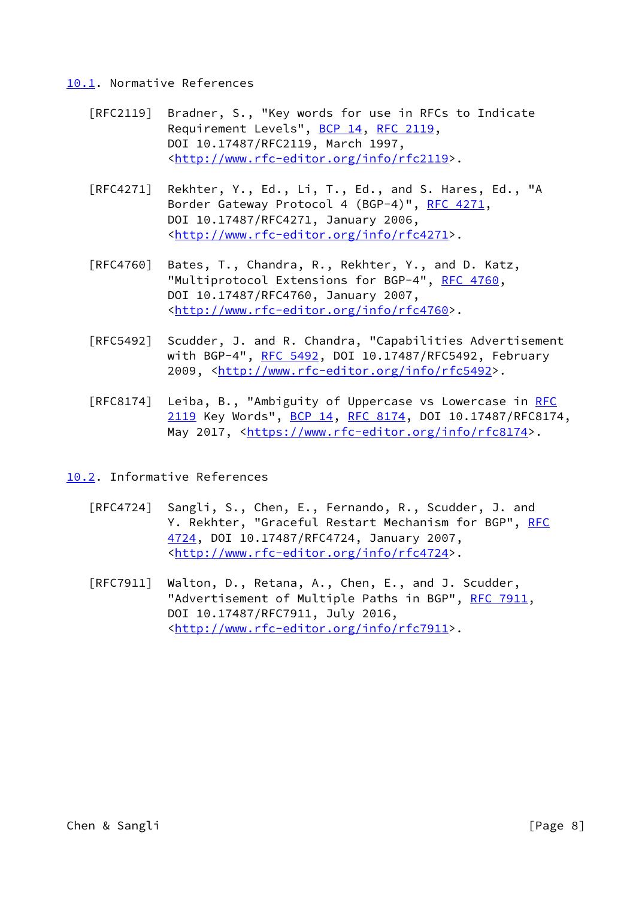### 10.1. Normative References

[RFC2119] Bradner, S., "Key words for use in RFCs to Indicate Requirement Levels", BCP 14, RFC 2119, DOI 10.17487/RFC2119, March 1997, <http://www.rfc-editor.org/info/rfc2119>.

[RFC4271] Rekhter, Y., Ed., Li, T., Ed., and S. Hares, Ed., "A Border Gateway Protocol 4 (BGP-4)", RFC 4271, DOI 10.17487/RFC4271, January 2006, <http://www.rfc-editor.org/info/rfc4271>.

[RFC4760] Bates, T., Chandra, R., Rekhter, Y., and D. Katz, "Multiprotocol Extensions for BGP-4", RFC 4760, DOI 10.17487/RFC4760, January 2007, <http://www.rfc-editor.org/info/rfc4760>.

[RFC5492] Scudder, J. and R. Chandra, "Capabilities Advertisement with BGP-4", RFC 5492, DOI 10.17487/RFC5492, February 2009, <http://www.rfc-editor.org/info/rfc5492>.

[RFC8174] Leiba, B., "Ambiguity of Uppercase vs Lowercase in RFC 2119 Key Words", BCP 14, RFC 8174, DOI 10.17487/RFC8174, May 2017, <https://www.rfc-editor.org/info/rfc8174>.

### 10.2. Informative References

[RFC4724] Sangli, S., Chen, E., Fernando, R., Scudder, J. and Y. Rekhter, "Graceful Restart Mechanism for BGP", RFC 4724, DOI 10.17487/RFC4724, January 2007, <http://www.rfc-editor.org/info/rfc4724>.

[RFC7911] Walton, D., Retana, A., Chen, E., and J. Scudder, "Advertisement of Multiple Paths in BGP", RFC 7911, DOI 10.17487/RFC7911, July 2016, <http://www.rfc-editor.org/info/rfc7911>.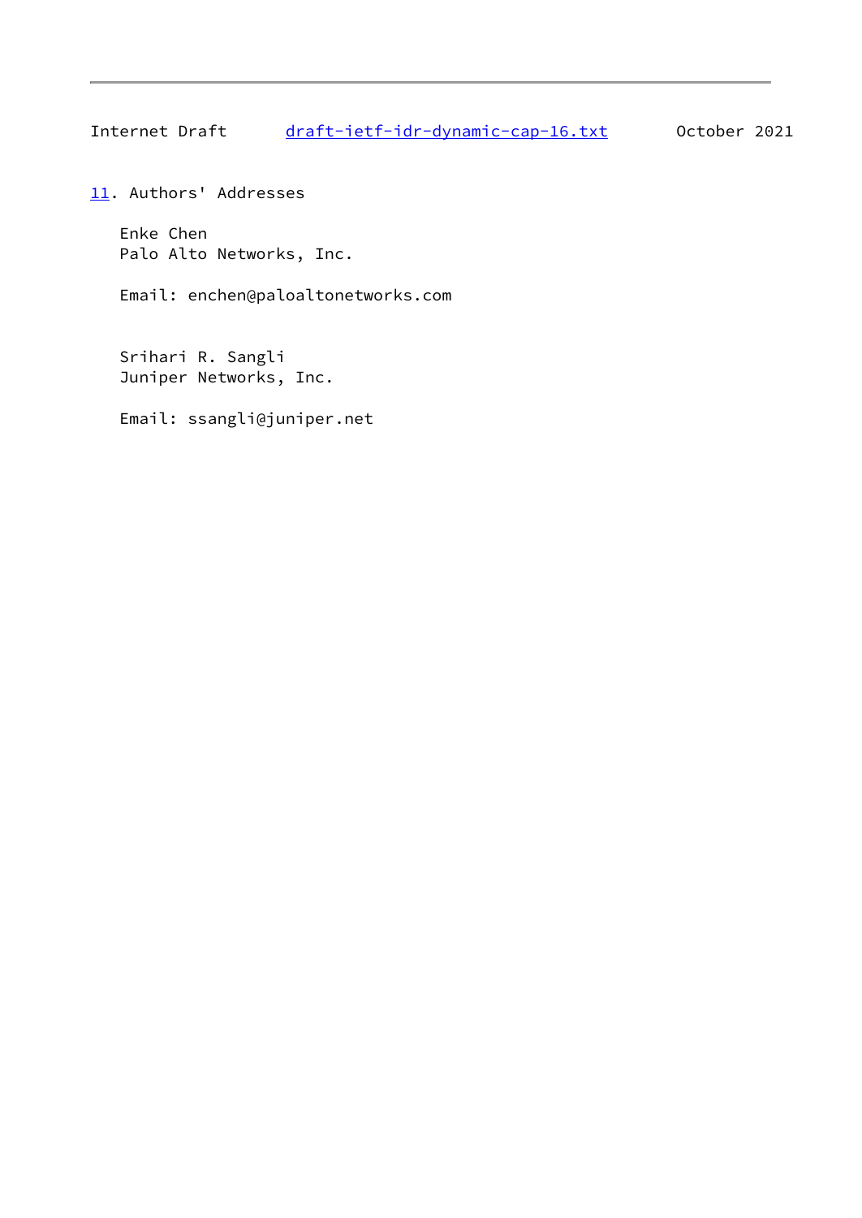## 11. Authors' Addresses

Enke Chen
Palo Alto Networks, Inc.

Email: enchen@paloaltonetworks.com

Srihari R. Sangli
Juniper Networks, Inc.

Email: ssangli@juniper.net